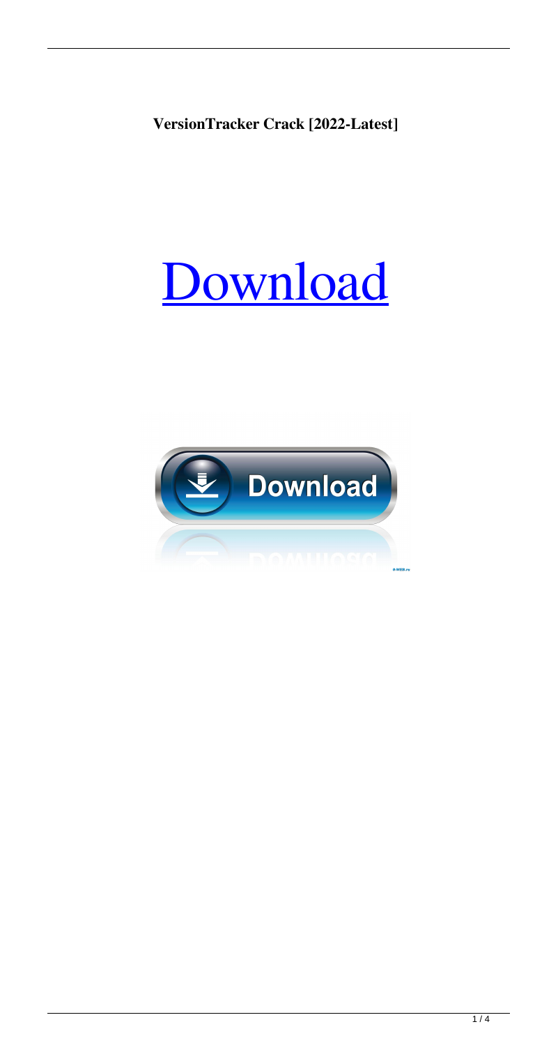**VersionTracker Crack [2022-Latest]**

Download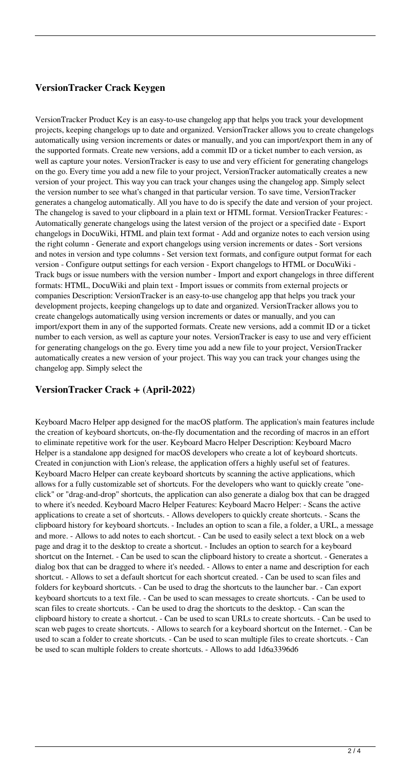## VersionTracker Crack Keygen

VersionTracker Product Key is an easy-to-use changelog app that helps you track your development projects, keeping changelogs up to date and organized. VersionTracker allows you to create changelogs automatically using version increments or dates or manually, and you can import/export them in any of the supported formats. Create new versions, add a commit ID or a ticket number to each version, as well as capture your notes. VersionTracker is easy to use and very efficient for generating changelogs on the go. Every time you add a new file to your project, VersionTracker automatically creates a new version of your project. This way you can track your changes using the changelog app. Simply select the version number to see what's changed in that particular version. To save time, VersionTracker generates a changelog automatically. All you have to do is specify the date and version of your project. The changelog is saved to your clipboard in a plain text or HTML format. VersionTracker Features: - Automatically generate changelogs using the latest version of the project or a specified date - Export changelogs in DocuWiki, HTML and plain text format - Add and organize notes to each version using the right column - Generate and export changelogs using version increments or dates - Sort versions and notes in version and type columns - Set version text formats, and configure output format for each version - Configure output settings for each version - Export changelogs to HTML or DocuWiki - Track bugs or issue numbers with the version number - Import and export changelogs in three different formats: HTML, DocuWiki and plain text - Import issues or commits from external projects or companies Description: VersionTracker is an easy-to-use changelog app that helps you track your development projects, keeping changelogs up to date and organized. VersionTracker allows you to create changelogs automatically using version increments or dates or manually, and you can import/export them in any of the supported formats. Create new versions, add a commit ID or a ticket number to each version, as well as capture your notes. VersionTracker is easy to use and very efficient for generating changelogs on the go. Every time you add a new file to your project, VersionTracker automatically creates a new version of your project. This way you can track your changes using the changelog app. Simply select the

## VersionTracker Crack + (April-2022)

Keyboard Macro Helper app designed for the macOS platform. The application's main features include the creation of keyboard shortcuts, on-the-fly documentation and the recording of macros in an effort to eliminate repetitive work for the user. Keyboard Macro Helper Description: Keyboard Macro Helper is a standalone app designed for macOS developers who create a lot of keyboard shortcuts. Created in conjunction with Lion's release, the application offers a highly useful set of features. Keyboard Macro Helper can create keyboard shortcuts by scanning the active applications, which allows for a fully customizable set of shortcuts. For the developers who want to quickly create "one-click" or "drag-and-drop" shortcuts, the application can also generate a dialog box that can be dragged to where it's needed. Keyboard Macro Helper Features: Keyboard Macro Helper: - Scans the active applications to create a set of shortcuts. - Allows developers to quickly create shortcuts. - Scans the clipboard history for keyboard shortcuts. - Includes an option to scan a file, a folder, a URL, a message and more. - Allows to add notes to each shortcut. - Can be used to easily select a text block on a web page and drag it to the desktop to create a shortcut. - Includes an option to search for a keyboard shortcut on the Internet. - Can be used to scan the clipboard history to create a shortcut. - Generates a dialog box that can be dragged to where it's needed. - Allows to enter a name and description for each shortcut. - Allows to set a default shortcut for each shortcut created. - Can be used to scan files and folders for keyboard shortcuts. - Can be used to drag the shortcuts to the launcher bar. - Can export keyboard shortcuts to a text file. - Can be used to scan messages to create shortcuts. - Can be used to scan files to create shortcuts. - Can be used to drag the shortcuts to the desktop. - Can scan the clipboard history to create a shortcut. - Can be used to scan URLs to create shortcuts. - Can be used to scan web pages to create shortcuts. - Allows to search for a keyboard shortcut on the Internet. - Can be used to scan a folder to create shortcuts. - Can be used to scan multiple files to create shortcuts. - Can be used to scan multiple folders to create shortcuts. - Allows to add 1d6a3396d6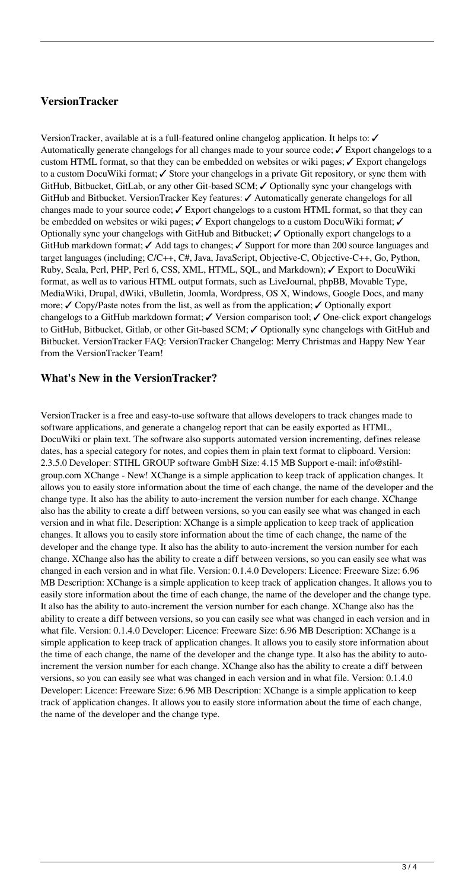### VersionTracker

VersionTracker, available at is a full-featured online changelog application. It helps to: ✓ Automatically generate changelogs for all changes made to your source code; ✓ Export changelogs to a custom HTML format, so that they can be embedded on websites or wiki pages; ✓ Export changelogs to a custom DocuWiki format; ✓ Store your changelogs in a private Git repository, or sync them with GitHub, Bitbucket, GitLab, or any other Git-based SCM; ✓ Optionally sync your changelogs with GitHub and Bitbucket. VersionTracker Key features: ✓ Automatically generate changelogs for all changes made to your source code; ✓ Export changelogs to a custom HTML format, so that they can be embedded on websites or wiki pages; ✓ Export changelogs to a custom DocuWiki format; ✓ Optionally sync your changelogs with GitHub and Bitbucket; ✓ Optionally export changelogs to a GitHub markdown format; ✓ Add tags to changes; ✓ Support for more than 200 source languages and target languages (including; C/C++, C#, Java, JavaScript, Objective-C, Objective-C++, Go, Python, Ruby, Scala, Perl, PHP, Perl 6, CSS, XML, HTML, SQL, and Markdown); ✓ Export to DocuWiki format, as well as to various HTML output formats, such as LiveJournal, phpBB, Movable Type, MediaWiki, Drupal, dWiki, vBulletin, Joomla, Wordpress, OS X, Windows, Google Docs, and many more; ✓ Copy/Paste notes from the list, as well as from the application; ✓ Optionally export changelogs to a GitHub markdown format; ✓ Version comparison tool; ✓ One-click export changelogs to GitHub, Bitbucket, Gitlab, or other Git-based SCM; ✓ Optionally sync changelogs with GitHub and Bitbucket. VersionTracker FAQ: VersionTracker Changelog: Merry Christmas and Happy New Year from the VersionTracker Team!

### What's New in the VersionTracker?

VersionTracker is a free and easy-to-use software that allows developers to track changes made to software applications, and generate a changelog report that can be easily exported as HTML, DocuWiki or plain text. The software also supports automated version incrementing, defines release dates, has a special category for notes, and copies them in plain text format to clipboard. Version: 2.3.5.0 Developer: STIHL GROUP software GmbH Size: 4.15 MB Support e-mail: info@stihl-group.com XChange - New! XChange is a simple application to keep track of application changes. It allows you to easily store information about the time of each change, the name of the developer and the change type. It also has the ability to auto-increment the version number for each change. XChange also has the ability to create a diff between versions, so you can easily see what was changed in each version and in what file. Description: XChange is a simple application to keep track of application changes. It allows you to easily store information about the time of each change, the name of the developer and the change type. It also has the ability to auto-increment the version number for each change. XChange also has the ability to create a diff between versions, so you can easily see what was changed in each version and in what file. Version: 0.1.4.0 Developers: Licence: Freeware Size: 6.96 MB Description: XChange is a simple application to keep track of application changes. It allows you to easily store information about the time of each change, the name of the developer and the change type. It also has the ability to auto-increment the version number for each change. XChange also has the ability to create a diff between versions, so you can easily see what was changed in each version and in what file. Version: 0.1.4.0 Developer: Licence: Freeware Size: 6.96 MB Description: XChange is a simple application to keep track of application changes. It allows you to easily store information about the time of each change, the name of the developer and the change type. It also has the ability to auto-increment the version number for each change. XChange also has the ability to create a diff between versions, so you can easily see what was changed in each version and in what file. Version: 0.1.4.0 Developer: Licence: Freeware Size: 6.96 MB Description: XChange is a simple application to keep track of application changes. It allows you to easily store information about the time of each change, the name of the developer and the change type.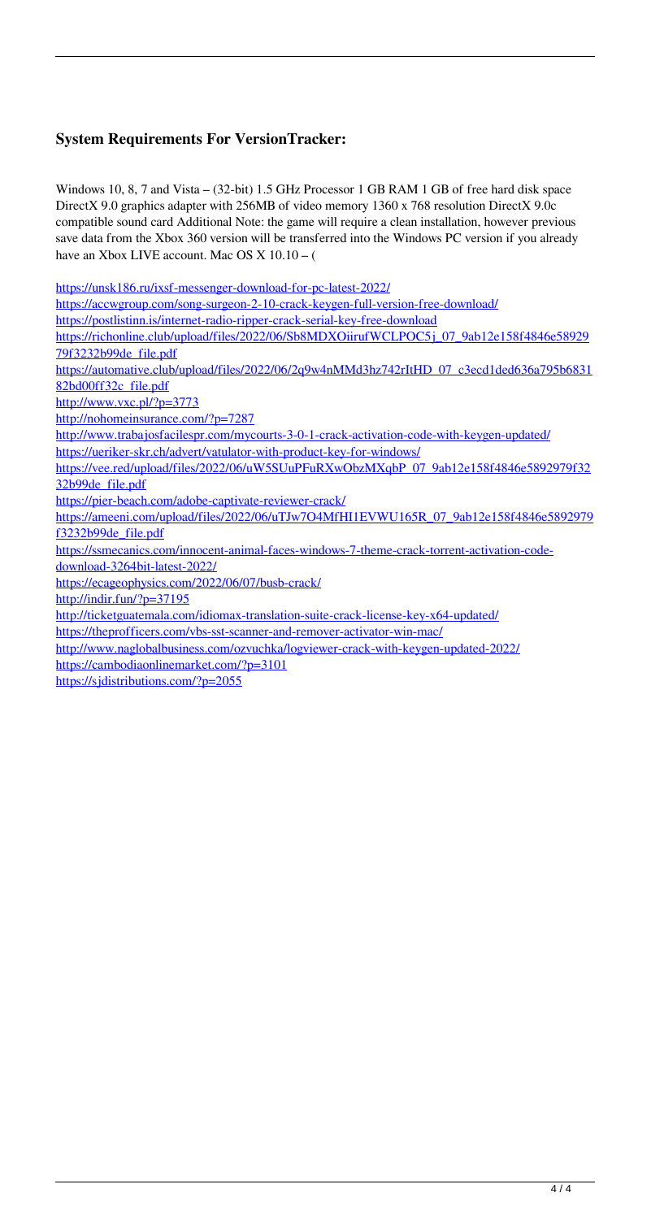### **System Requirements For VersionTracker:**

Windows 10, 8, 7 and Vista – (32-bit) 1.5 GHz Processor 1 GB RAM 1 GB of free hard disk space DirectX 9.0 graphics adapter with 256MB of video memory 1360 x 768 resolution DirectX 9.0c compatible sound card Additional Note: the game will require a clean installation, however previous save data from the Xbox 360 version will be transferred into the Windows PC version if you already have an Xbox LIVE account. Mac OS X 10.10 – (

https://unsk186.ru/ixsf-messenger-download-for-pc-latest-2022/
https://accwgroup.com/song-surgeon-2-10-crack-keygen-full-version-free-download/
https://postlistinn.is/internet-radio-ripper-crack-serial-key-free-download
https://richonline.club/upload/files/2022/06/Sb8MDXOiirufWCLPOC5j_07_9ab12e158f4846e5892979f3232b99de_file.pdf
https://automative.club/upload/files/2022/06/2q9w4nMMd3hz742rItHD_07_c3ecd1ded636a795b683182bd00ff32c_file.pdf
http://www.vxc.pl/?p=3773
http://nohomeinsurance.com/?p=7287
http://www.trabajosfacilespr.com/mycourts-3-0-1-crack-activation-code-with-keygen-updated/
https://ueriker-skr.ch/advert/vatulator-with-product-key-for-windows/
https://vee.red/upload/files/2022/06/uW5SUuPFuRXwObzMXqbP_07_9ab12e158f4846e5892979f3232b99de_file.pdf
https://pier-beach.com/adobe-captivate-reviewer-crack/
https://ameeni.com/upload/files/2022/06/uTJw7O4MfHI1EVWU165R_07_9ab12e158f4846e5892979f3232b99de_file.pdf
https://ssmecanics.com/innocent-animal-faces-windows-7-theme-crack-torrent-activation-code-download-3264bit-latest-2022/
https://ecageophysics.com/2022/06/07/busb-crack/
http://indir.fun/?p=37195
http://ticketguatemala.com/idiomax-translation-suite-crack-license-key-x64-updated/
https://theprofficers.com/vbs-sst-scanner-and-remover-activator-win-mac/
http://www.naglobalbusiness.com/ozvuchka/logviewer-crack-with-keygen-updated-2022/
https://cambodiaonlinemarket.com/?p=3101
https://sjdistributions.com/?p=2055